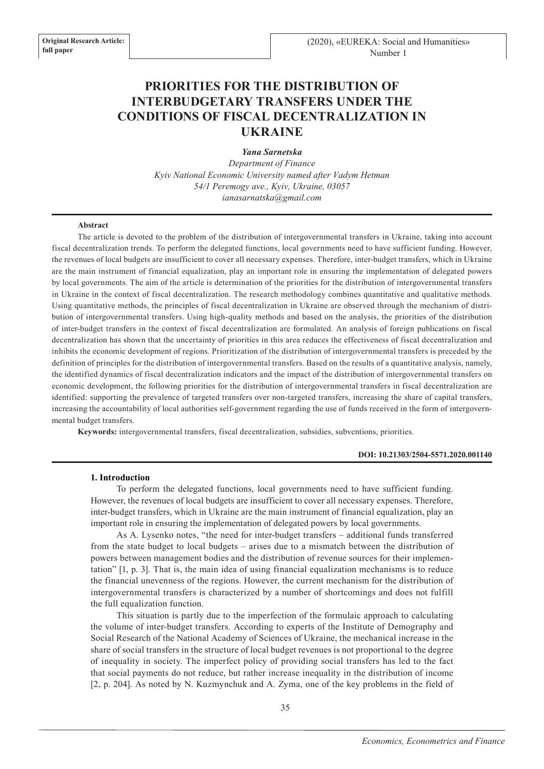**Original Research Article: full paper**

# PRIORITIES FOR THE DISTRIBUTION OF INTERBUDGETARY TRANSFERS UNDER THE CONDITIONS OF FISCAL DECENTRALIZATION IN UKRAINE

***Yana Sarnetska***

*Department of Finance*
*Kyiv National Economic University named after Vadym Hetman*
*54/1 Peremogy ave., Kyiv, Ukraine, 03057*
*ianasarnatska@gmail.com*

**Abstract**

The article is devoted to the problem of the distribution of intergovernmental transfers in Ukraine, taking into account fiscal decentralization trends. To perform the delegated functions, local governments need to have sufficient funding. However, the revenues of local budgets are insufficient to cover all necessary expenses. Therefore, inter-budget transfers, which in Ukraine are the main instrument of financial equalization, play an important role in ensuring the implementation of delegated powers by local governments. The aim of the article is determination of the priorities for the distribution of intergovernmental transfers in Ukraine in the context of fiscal decentralization. The research methodology combines quantitative and qualitative methods. Using quantitative methods, the principles of fiscal decentralization in Ukraine are observed through the mechanism of distribution of intergovernmental transfers. Using high-quality methods and based on the analysis, the priorities of the distribution of inter-budget transfers in the context of fiscal decentralization are formulated. An analysis of foreign publications on fiscal decentralization has shown that the uncertainty of priorities in this area reduces the effectiveness of fiscal decentralization and inhibits the economic development of regions. Prioritization of the distribution of intergovernmental transfers is preceded by the definition of principles for the distribution of intergovernmental transfers. Based on the results of a quantitative analysis, namely, the identified dynamics of fiscal decentralization indicators and the impact of the distribution of intergovernmental transfers on economic development, the following priorities for the distribution of intergovernmental transfers in fiscal decentralization are identified: supporting the prevalence of targeted transfers over non-targeted transfers, increasing the share of capital transfers, increasing the accountability of local authorities self-government regarding the use of funds received in the form of intergovernmental budget transfers.

**Keywords:** intergovernmental transfers, fiscal decentralization, subsidies, subventions, priorities.

**DOI: 10.21303/2504-5571.2020.001140**

## 1. Introduction

To perform the delegated functions, local governments need to have sufficient funding. However, the revenues of local budgets are insufficient to cover all necessary expenses. Therefore, inter-budget transfers, which in Ukraine are the main instrument of financial equalization, play an important role in ensuring the implementation of delegated powers by local governments.

As A. Lysenko notes, "the need for inter-budget transfers – additional funds transferred from the state budget to local budgets – arises due to a mismatch between the distribution of powers between management bodies and the distribution of revenue sources for their implementation" [1, p. 3]. That is, the main idea of using financial equalization mechanisms is to reduce the financial unevenness of the regions. However, the current mechanism for the distribution of intergovernmental transfers is characterized by a number of shortcomings and does not fulfill the full equalization function.

This situation is partly due to the imperfection of the formulaic approach to calculating the volume of inter-budget transfers. According to experts of the Institute of Demography and Social Research of the National Academy of Sciences of Ukraine, the mechanical increase in the share of social transfers in the structure of local budget revenues is not proportional to the degree of inequality in society. The imperfect policy of providing social transfers has led to the fact that social payments do not reduce, but rather increase inequality in the distribution of income [2, p. 204]. As noted by N. Kuzmynchuk and A. Zyma, one of the key problems in the field of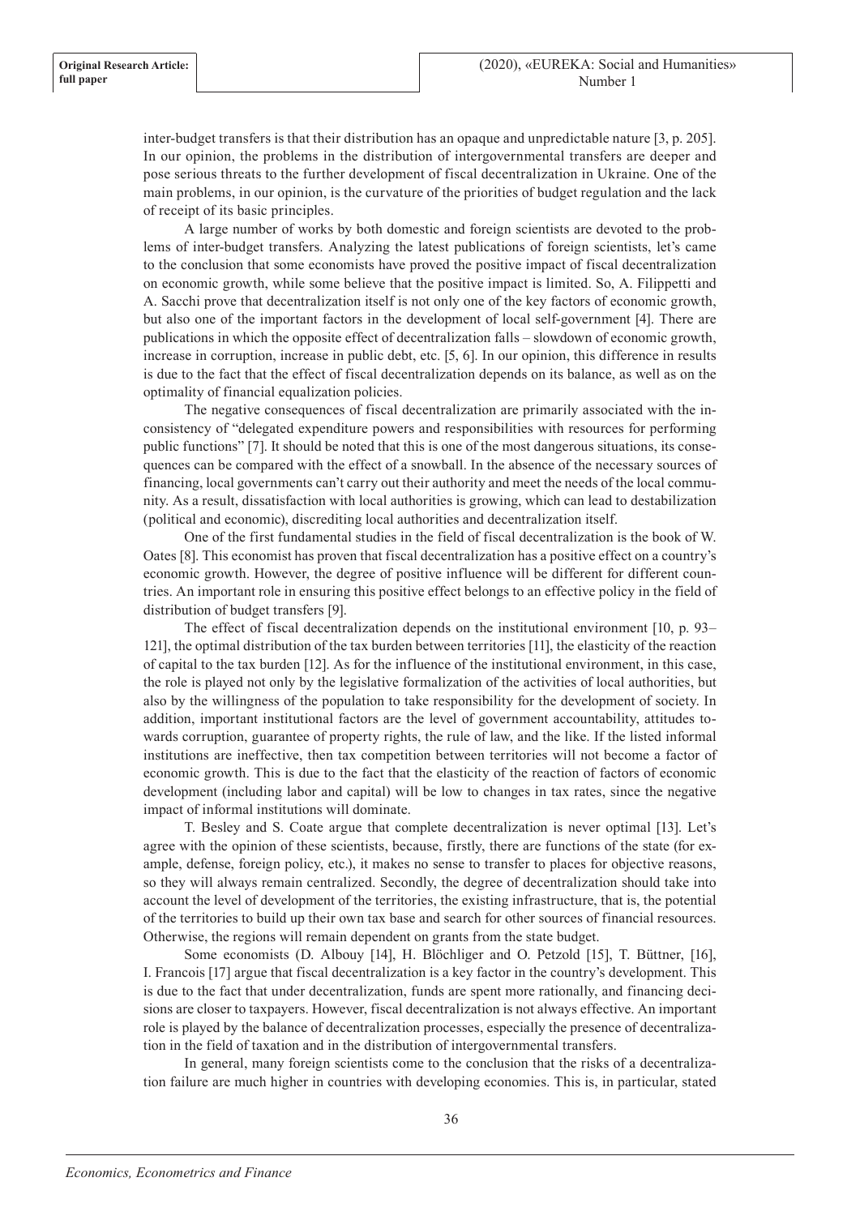inter-budget transfers is that their distribution has an opaque and unpredictable nature [3, p. 205]. In our opinion, the problems in the distribution of intergovernmental transfers are deeper and pose serious threats to the further development of fiscal decentralization in Ukraine. One of the main problems, in our opinion, is the curvature of the priorities of budget regulation and the lack of receipt of its basic principles.

A large number of works by both domestic and foreign scientists are devoted to the problems of inter-budget transfers. Analyzing the latest publications of foreign scientists, let's came to the conclusion that some economists have proved the positive impact of fiscal decentralization on economic growth, while some believe that the positive impact is limited. So, A. Filippetti and A. Sacchi prove that decentralization itself is not only one of the key factors of economic growth, but also one of the important factors in the development of local self-government [4]. There are publications in which the opposite effect of decentralization falls – slowdown of economic growth, increase in corruption, increase in public debt, etc. [5, 6]. In our opinion, this difference in results is due to the fact that the effect of fiscal decentralization depends on its balance, as well as on the optimality of financial equalization policies.

The negative consequences of fiscal decentralization are primarily associated with the inconsistency of "delegated expenditure powers and responsibilities with resources for performing public functions" [7]. It should be noted that this is one of the most dangerous situations, its consequences can be compared with the effect of a snowball. In the absence of the necessary sources of financing, local governments can't carry out their authority and meet the needs of the local community. As a result, dissatisfaction with local authorities is growing, which can lead to destabilization (political and economic), discrediting local authorities and decentralization itself.

One of the first fundamental studies in the field of fiscal decentralization is the book of W. Oates [8]. This economist has proven that fiscal decentralization has a positive effect on a country's economic growth. However, the degree of positive influence will be different for different countries. An important role in ensuring this positive effect belongs to an effective policy in the field of distribution of budget transfers [9].

The effect of fiscal decentralization depends on the institutional environment [10, p. 93–121], the optimal distribution of the tax burden between territories [11], the elasticity of the reaction of capital to the tax burden [12]. As for the influence of the institutional environment, in this case, the role is played not only by the legislative formalization of the activities of local authorities, but also by the willingness of the population to take responsibility for the development of society. In addition, important institutional factors are the level of government accountability, attitudes towards corruption, guarantee of property rights, the rule of law, and the like. If the listed informal institutions are ineffective, then tax competition between territories will not become a factor of economic growth. This is due to the fact that the elasticity of the reaction of factors of economic development (including labor and capital) will be low to changes in tax rates, since the negative impact of informal institutions will dominate.

T. Besley and S. Coate argue that complete decentralization is never optimal [13]. Let's agree with the opinion of these scientists, because, firstly, there are functions of the state (for example, defense, foreign policy, etc.), it makes no sense to transfer to places for objective reasons, so they will always remain centralized. Secondly, the degree of decentralization should take into account the level of development of the territories, the existing infrastructure, that is, the potential of the territories to build up their own tax base and search for other sources of financial resources. Otherwise, the regions will remain dependent on grants from the state budget.

Some economists (D. Albouy [14], H. Blöchliger and O. Petzold [15], T. Büttner, [16], I. Francois [17] argue that fiscal decentralization is a key factor in the country's development. This is due to the fact that under decentralization, funds are spent more rationally, and financing decisions are closer to taxpayers. However, fiscal decentralization is not always effective. An important role is played by the balance of decentralization processes, especially the presence of decentralization in the field of taxation and in the distribution of intergovernmental transfers.

In general, many foreign scientists come to the conclusion that the risks of a decentralization failure are much higher in countries with developing economies. This is, in particular, stated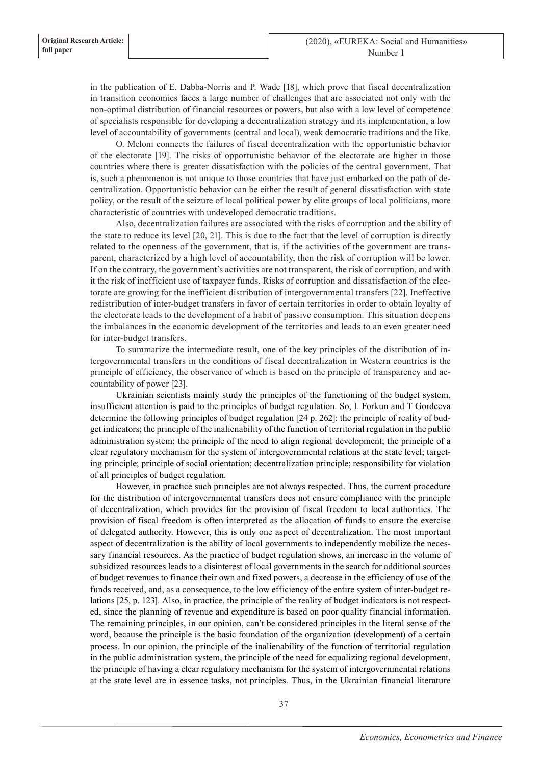in the publication of E. Dabba-Norris and P. Wade [18], which prove that fiscal decentralization in transition economies faces a large number of challenges that are associated not only with the non-optimal distribution of financial resources or powers, but also with a low level of competence of specialists responsible for developing a decentralization strategy and its implementation, a low level of accountability of governments (central and local), weak democratic traditions and the like.

O. Meloni connects the failures of fiscal decentralization with the opportunistic behavior of the electorate [19]. The risks of opportunistic behavior of the electorate are higher in those countries where there is greater dissatisfaction with the policies of the central government. That is, such a phenomenon is not unique to those countries that have just embarked on the path of decentralization. Opportunistic behavior can be either the result of general dissatisfaction with state policy, or the result of the seizure of local political power by elite groups of local politicians, more characteristic of countries with undeveloped democratic traditions.

Also, decentralization failures are associated with the risks of corruption and the ability of the state to reduce its level [20, 21]. This is due to the fact that the level of corruption is directly related to the openness of the government, that is, if the activities of the government are transparent, characterized by a high level of accountability, then the risk of corruption will be lower. If on the contrary, the government's activities are not transparent, the risk of corruption, and with it the risk of inefficient use of taxpayer funds. Risks of corruption and dissatisfaction of the electorate are growing for the inefficient distribution of intergovernmental transfers [22]. Ineffective redistribution of inter-budget transfers in favor of certain territories in order to obtain loyalty of the electorate leads to the development of a habit of passive consumption. This situation deepens the imbalances in the economic development of the territories and leads to an even greater need for inter-budget transfers.

To summarize the intermediate result, one of the key principles of the distribution of intergovernmental transfers in the conditions of fiscal decentralization in Western countries is the principle of efficiency, the observance of which is based on the principle of transparency and accountability of power [23].

Ukrainian scientists mainly study the principles of the functioning of the budget system, insufficient attention is paid to the principles of budget regulation. So, I. Forkun and T Gordeeva determine the following principles of budget regulation [24 p. 262]: the principle of reality of budget indicators; the principle of the inalienability of the function of territorial regulation in the public administration system; the principle of the need to align regional development; the principle of a clear regulatory mechanism for the system of intergovernmental relations at the state level; targeting principle; principle of social orientation; decentralization principle; responsibility for violation of all principles of budget regulation.

However, in practice such principles are not always respected. Thus, the current procedure for the distribution of intergovernmental transfers does not ensure compliance with the principle of decentralization, which provides for the provision of fiscal freedom to local authorities. The provision of fiscal freedom is often interpreted as the allocation of funds to ensure the exercise of delegated authority. However, this is only one aspect of decentralization. The most important aspect of decentralization is the ability of local governments to independently mobilize the necessary financial resources. As the practice of budget regulation shows, an increase in the volume of subsidized resources leads to a disinterest of local governments in the search for additional sources of budget revenues to finance their own and fixed powers, a decrease in the efficiency of use of the funds received, and, as a consequence, to the low efficiency of the entire system of inter-budget relations [25, p. 123]. Also, in practice, the principle of the reality of budget indicators is not respected, since the planning of revenue and expenditure is based on poor quality financial information. The remaining principles, in our opinion, can't be considered principles in the literal sense of the word, because the principle is the basic foundation of the organization (development) of a certain process. In our opinion, the principle of the inalienability of the function of territorial regulation in the public administration system, the principle of the need for equalizing regional development, the principle of having a clear regulatory mechanism for the system of intergovernmental relations at the state level are in essence tasks, not principles. Thus, in the Ukrainian financial literature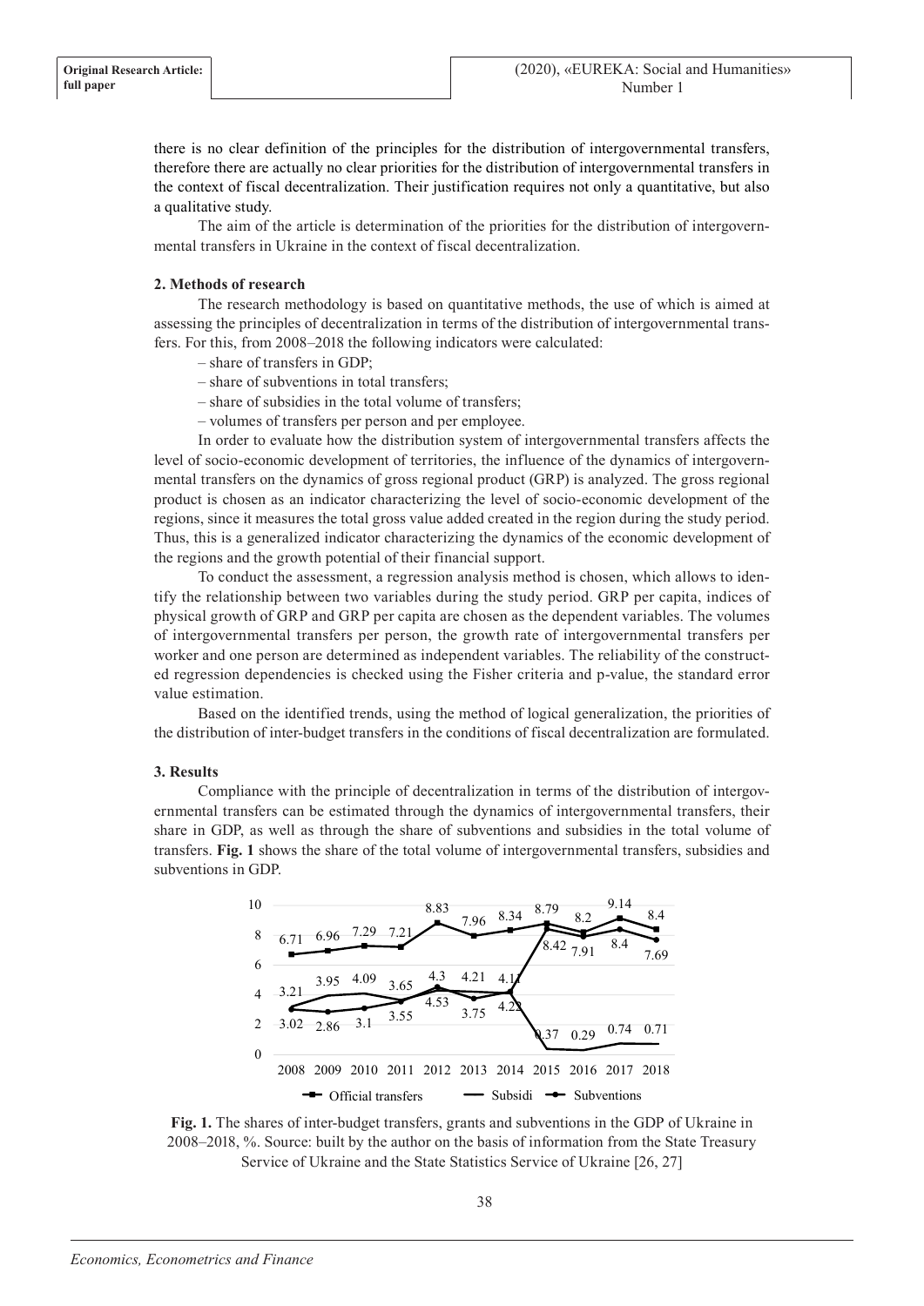there is no clear definition of the principles for the distribution of intergovernmental transfers, therefore there are actually no clear priorities for the distribution of intergovernmental transfers in the context of fiscal decentralization. Their justification requires not only a quantitative, but also a qualitative study.

The aim of the article is determination of the priorities for the distribution of intergovernmental transfers in Ukraine in the context of fiscal decentralization.

## 2. Methods of research

The research methodology is based on quantitative methods, the use of which is aimed at assessing the principles of decentralization in terms of the distribution of intergovernmental transfers. For this, from 2008–2018 the following indicators were calculated:

– share of transfers in GDP;

– share of subventions in total transfers;

– share of subsidies in the total volume of transfers;

– volumes of transfers per person and per employee.

In order to evaluate how the distribution system of intergovernmental transfers affects the level of socio-economic development of territories, the influence of the dynamics of intergovernmental transfers on the dynamics of gross regional product (GRP) is analyzed. The gross regional product is chosen as an indicator characterizing the level of socio-economic development of the regions, since it measures the total gross value added created in the region during the study period. Thus, this is a generalized indicator characterizing the dynamics of the economic development of the regions and the growth potential of their financial support.

To conduct the assessment, a regression analysis method is chosen, which allows to identify the relationship between two variables during the study period. GRP per capita, indices of physical growth of GRP and GRP per capita are chosen as the dependent variables. The volumes of intergovernmental transfers per person, the growth rate of intergovernmental transfers per worker and one person are determined as independent variables. The reliability of the constructed regression dependencies is checked using the Fisher criteria and p-value, the standard error value estimation.

Based on the identified trends, using the method of logical generalization, the priorities of the distribution of inter-budget transfers in the conditions of fiscal decentralization are formulated.

## 3. Results

Compliance with the principle of decentralization in terms of the distribution of intergovernmental transfers can be estimated through the dynamics of intergovernmental transfers, their share in GDP, as well as through the share of subventions and subsidies in the total volume of transfers. **Fig. 1** shows the share of the total volume of intergovernmental transfers, subsidies and subventions in GDP.

| Year | 2008 | 2009 | 2010 | 2011 | 2012 | 2013 | 2014 | 2015 | 2016 | 2017 | 2018 |
|---|---|---|---|---|---|---|---|---|---|---|---|
| Official transfers | 6.71 | 6.96 | 7.29 | 7.21 | 8.83 | 7.96 | 8.34 | 8.79 | 8.2 | 9.14 | 8.4 |
| Subsidi | 3.21 | 3.95 | 4.09 | 3.65 | 4.3 | 4.21 | 4.11 | 0.37 | 0.29 | 0.74 | 0.71 |
| Subventions | 3.02 | 2.86 | 3.1 | 3.55 | 4.53 | 3.75 | 4.22 | 8.42 | 7.91 | 8.4 | 7.69 |

**Fig. 1.** The shares of inter-budget transfers, grants and subventions in the GDP of Ukraine in 2008–2018, %. Source: built by the author on the basis of information from the State Treasury Service of Ukraine and the State Statistics Service of Ukraine [26, 27]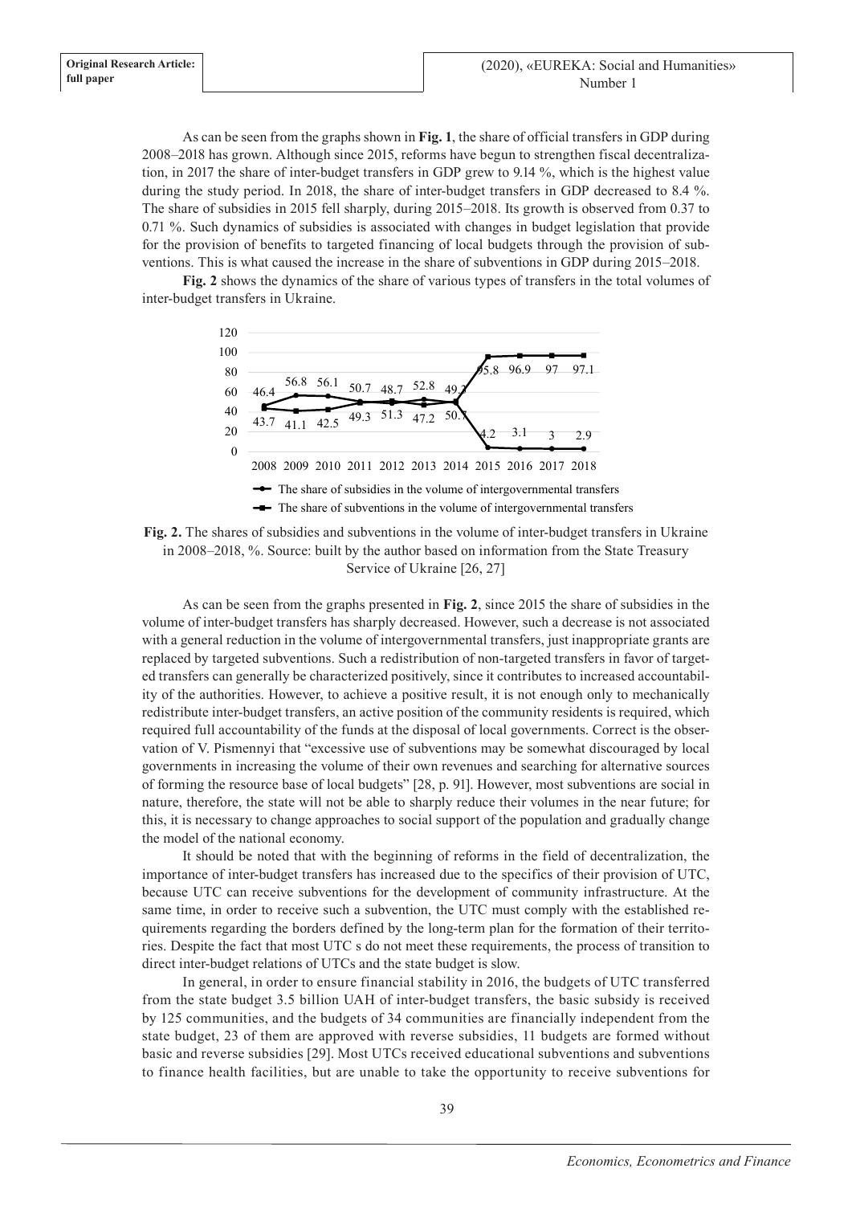As can be seen from the graphs shown in **Fig. 1**, the share of official transfers in GDP during 2008–2018 has grown. Although since 2015, reforms have begun to strengthen fiscal decentralization, in 2017 the share of inter-budget transfers in GDP grew to 9.14 %, which is the highest value during the study period. In 2018, the share of inter-budget transfers in GDP decreased to 8.4 %. The share of subsidies in 2015 fell sharply, during 2015–2018. Its growth is observed from 0.37 to 0.71 %. Such dynamics of subsidies is associated with changes in budget legislation that provide for the provision of benefits to targeted financing of local budgets through the provision of subventions. This is what caused the increase in the share of subventions in GDP during 2015–2018.

**Fig. 2** shows the dynamics of the share of various types of transfers in the total volumes of inter-budget transfers in Ukraine.

**Fig. 2.** The shares of subsidies and subventions in the volume of inter-budget transfers in Ukraine in 2008–2018, %. Source: built by the author based on information from the State Treasury Service of Ukraine [26, 27]

As can be seen from the graphs presented in **Fig. 2**, since 2015 the share of subsidies in the volume of inter-budget transfers has sharply decreased. However, such a decrease is not associated with a general reduction in the volume of intergovernmental transfers, just inappropriate grants are replaced by targeted subventions. Such a redistribution of non-targeted transfers in favor of targeted transfers can generally be characterized positively, since it contributes to increased accountability of the authorities. However, to achieve a positive result, it is not enough only to mechanically redistribute inter-budget transfers, an active position of the community residents is required, which required full accountability of the funds at the disposal of local governments. Correct is the observation of V. Pismennyi that "excessive use of subventions may be somewhat discouraged by local governments in increasing the volume of their own revenues and searching for alternative sources of forming the resource base of local budgets" [28, p. 91]. However, most subventions are social in nature, therefore, the state will not be able to sharply reduce their volumes in the near future; for this, it is necessary to change approaches to social support of the population and gradually change the model of the national economy.

It should be noted that with the beginning of reforms in the field of decentralization, the importance of inter-budget transfers has increased due to the specifics of their provision of UTC, because UTC can receive subventions for the development of community infrastructure. At the same time, in order to receive such a subvention, the UTC must comply with the established requirements regarding the borders defined by the long-term plan for the formation of their territories. Despite the fact that most UTC s do not meet these requirements, the process of transition to direct inter-budget relations of UTCs and the state budget is slow.

In general, in order to ensure financial stability in 2016, the budgets of UTC transferred from the state budget 3.5 billion UAH of inter-budget transfers, the basic subsidy is received by 125 communities, and the budgets of 34 communities are financially independent from the state budget, 23 of them are approved with reverse subsidies, 11 budgets are formed without basic and reverse subsidies [29]. Most UTCs received educational subventions and subventions to finance health facilities, but are unable to take the opportunity to receive subventions for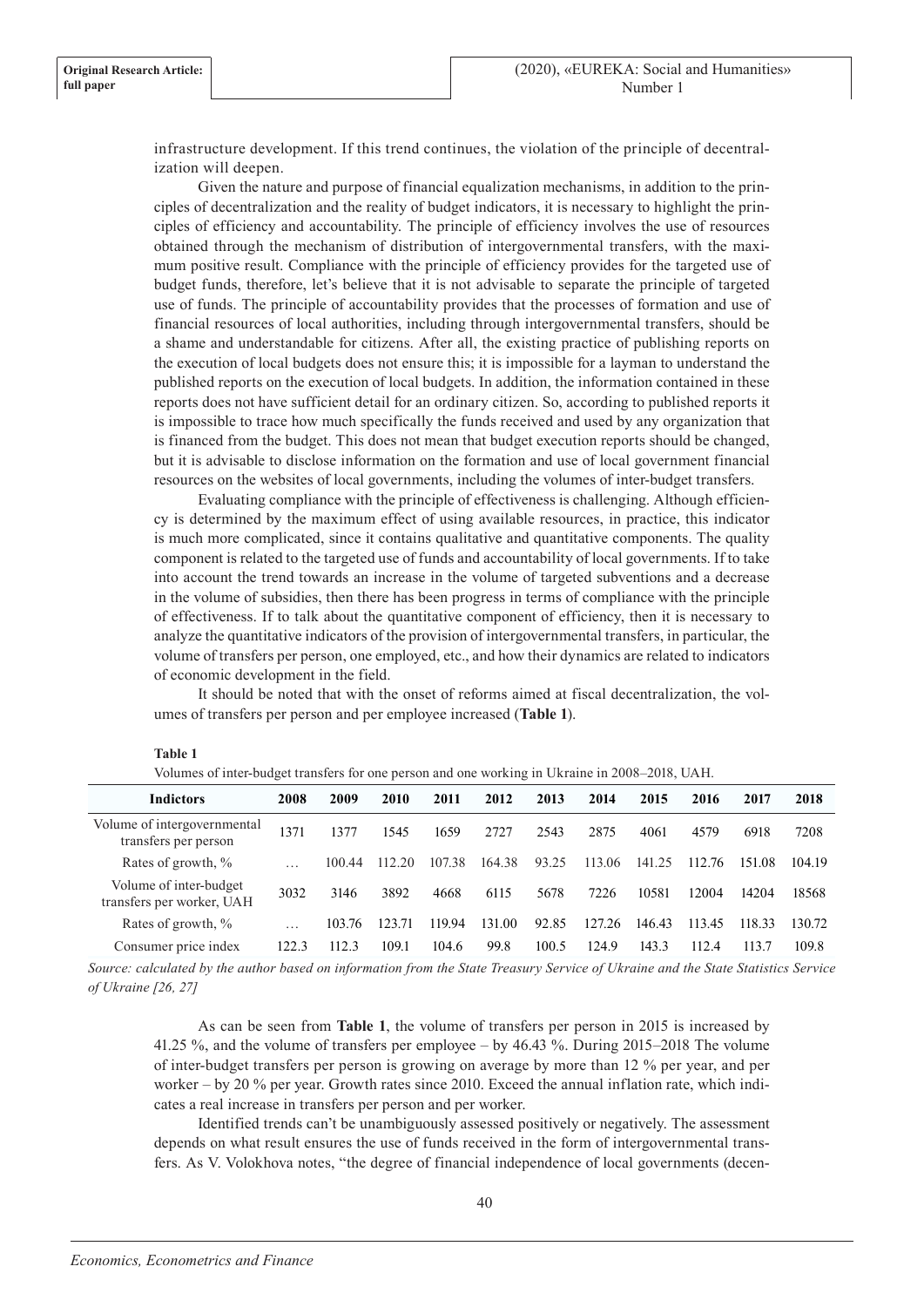infrastructure development. If this trend continues, the violation of the principle of decentralization will deepen.

Given the nature and purpose of financial equalization mechanisms, in addition to the principles of decentralization and the reality of budget indicators, it is necessary to highlight the principles of efficiency and accountability. The principle of efficiency involves the use of resources obtained through the mechanism of distribution of intergovernmental transfers, with the maximum positive result. Compliance with the principle of efficiency provides for the targeted use of budget funds, therefore, let's believe that it is not advisable to separate the principle of targeted use of funds. The principle of accountability provides that the processes of formation and use of financial resources of local authorities, including through intergovernmental transfers, should be a shame and understandable for citizens. After all, the existing practice of publishing reports on the execution of local budgets does not ensure this; it is impossible for a layman to understand the published reports on the execution of local budgets. In addition, the information contained in these reports does not have sufficient detail for an ordinary citizen. So, according to published reports it is impossible to trace how much specifically the funds received and used by any organization that is financed from the budget. This does not mean that budget execution reports should be changed, but it is advisable to disclose information on the formation and use of local government financial resources on the websites of local governments, including the volumes of inter-budget transfers.

Evaluating compliance with the principle of effectiveness is challenging. Although efficiency is determined by the maximum effect of using available resources, in practice, this indicator is much more complicated, since it contains qualitative and quantitative components. The quality component is related to the targeted use of funds and accountability of local governments. If to take into account the trend towards an increase in the volume of targeted subventions and a decrease in the volume of subsidies, then there has been progress in terms of compliance with the principle of effectiveness. If to talk about the quantitative component of efficiency, then it is necessary to analyze the quantitative indicators of the provision of intergovernmental transfers, in particular, the volume of transfers per person, one employed, etc., and how their dynamics are related to indicators of economic development in the field.

It should be noted that with the onset of reforms aimed at fiscal decentralization, the volumes of transfers per person and per employee increased (**Table 1**).

**Table 1**

Volumes of inter-budget transfers for one person and one working in Ukraine in 2008–2018, UAH.

| Indictors | 2008 | 2009 | 2010 | 2011 | 2012 | 2013 | 2014 | 2015 | 2016 | 2017 | 2018 |
|---|---|---|---|---|---|---|---|---|---|---|---|
| Volume of intergovernmental transfers per person | 1371 | 1377 | 1545 | 1659 | 2727 | 2543 | 2875 | 4061 | 4579 | 6918 | 7208 |
| Rates of growth, % | … | 100.44 | 112.20 | 107.38 | 164.38 | 93.25 | 113.06 | 141.25 | 112.76 | 151.08 | 104.19 |
| Volume of inter-budget transfers per worker, UAH | 3032 | 3146 | 3892 | 4668 | 6115 | 5678 | 7226 | 10581 | 12004 | 14204 | 18568 |
| Rates of growth, % | … | 103.76 | 123.71 | 119.94 | 131.00 | 92.85 | 127.26 | 146.43 | 113.45 | 118.33 | 130.72 |
| Consumer price index | 122.3 | 112.3 | 109.1 | 104.6 | 99.8 | 100.5 | 124.9 | 143.3 | 112.4 | 113.7 | 109.8 |

*Source: calculated by the author based on information from the State Treasury Service of Ukraine and the State Statistics Service of Ukraine [26, 27]*

As can be seen from **Table 1**, the volume of transfers per person in 2015 is increased by 41.25 %, and the volume of transfers per employee – by 46.43 %. During 2015–2018 The volume of inter-budget transfers per person is growing on average by more than 12 % per year, and per worker – by 20 % per year. Growth rates since 2010. Exceed the annual inflation rate, which indicates a real increase in transfers per person and per worker.

Identified trends can't be unambiguously assessed positively or negatively. The assessment depends on what result ensures the use of funds received in the form of intergovernmental transfers. As V. Volokhova notes, "the degree of financial independence of local governments (decen-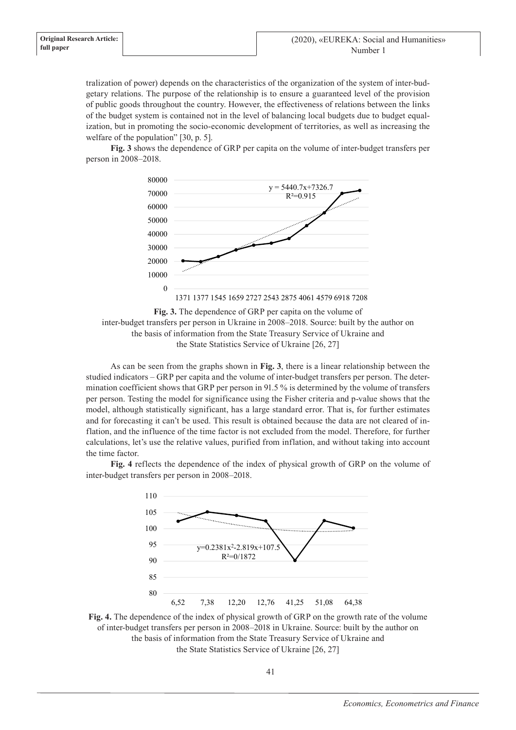tralization of power) depends on the characteristics of the organization of the system of inter-budgetary relations. The purpose of the relationship is to ensure a guaranteed level of the provision of public goods throughout the country. However, the effectiveness of relations between the links of the budget system is contained not in the level of balancing local budgets due to budget equalization, but in promoting the socio-economic development of territories, as well as increasing the welfare of the population" [30, p. 5].

**Fig. 3** shows the dependence of GRP per capita on the volume of inter-budget transfers per person in 2008–2018.

**Fig. 3.** The dependence of GRP per capita on the volume of inter-budget transfers per person in Ukraine in 2008–2018. Source: built by the author on the basis of information from the State Treasury Service of Ukraine and the State Statistics Service of Ukraine [26, 27]

As can be seen from the graphs shown in **Fig. 3**, there is a linear relationship between the studied indicators – GRP per capita and the volume of inter-budget transfers per person. The determination coefficient shows that GRP per person in 91.5 % is determined by the volume of transfers per person. Testing the model for significance using the Fisher criteria and p-value shows that the model, although statistically significant, has a large standard error. That is, for further estimates and for forecasting it can't be used. This result is obtained because the data are not cleared of inflation, and the influence of the time factor is not excluded from the model. Therefore, for further calculations, let's use the relative values, purified from inflation, and without taking into account the time factor.

**Fig. 4** reflects the dependence of the index of physical growth of GRP on the volume of inter-budget transfers per person in 2008–2018.

**Fig. 4.** The dependence of the index of physical growth of GRP on the growth rate of the volume of inter-budget transfers per person in 2008–2018 in Ukraine. Source: built by the author on the basis of information from the State Treasury Service of Ukraine and the State Statistics Service of Ukraine [26, 27]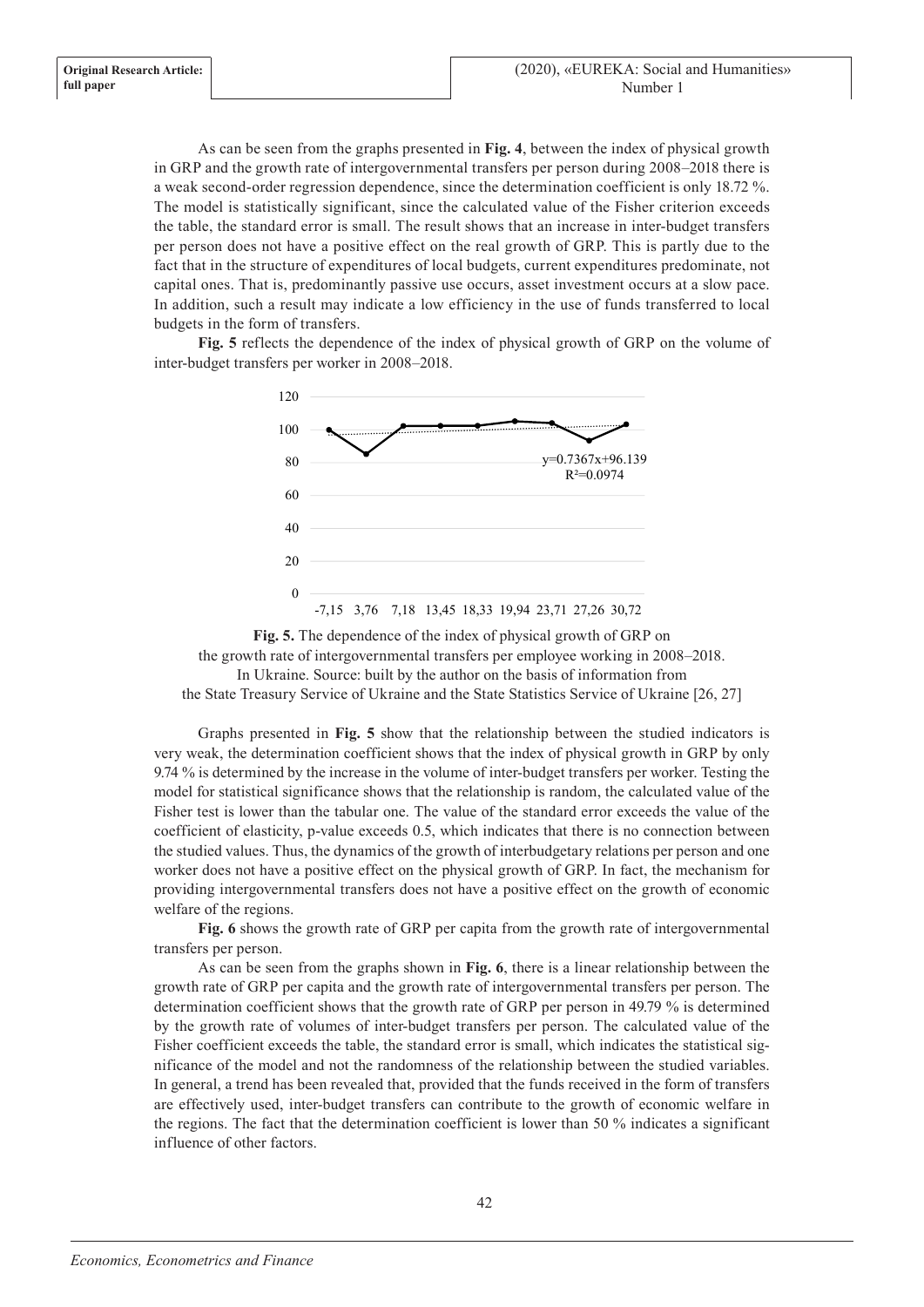As can be seen from the graphs presented in **Fig. 4**, between the index of physical growth in GRP and the growth rate of intergovernmental transfers per person during 2008–2018 there is a weak second-order regression dependence, since the determination coefficient is only 18.72 %. The model is statistically significant, since the calculated value of the Fisher criterion exceeds the table, the standard error is small. The result shows that an increase in inter-budget transfers per person does not have a positive effect on the real growth of GRP. This is partly due to the fact that in the structure of expenditures of local budgets, current expenditures predominate, not capital ones. That is, predominantly passive use occurs, asset investment occurs at a slow pace. In addition, such a result may indicate a low efficiency in the use of funds transferred to local budgets in the form of transfers.

**Fig. 5** reflects the dependence of the index of physical growth of GRP on the volume of inter-budget transfers per worker in 2008–2018.

**Fig. 5.** The dependence of the index of physical growth of GRP on the growth rate of intergovernmental transfers per employee working in 2008–2018. In Ukraine. Source: built by the author on the basis of information from the State Treasury Service of Ukraine and the State Statistics Service of Ukraine [26, 27]

Graphs presented in **Fig. 5** show that the relationship between the studied indicators is very weak, the determination coefficient shows that the index of physical growth in GRP by only 9.74 % is determined by the increase in the volume of inter-budget transfers per worker. Testing the model for statistical significance shows that the relationship is random, the calculated value of the Fisher test is lower than the tabular one. The value of the standard error exceeds the value of the coefficient of elasticity, p-value exceeds 0.5, which indicates that there is no connection between the studied values. Thus, the dynamics of the growth of interbudgetary relations per person and one worker does not have a positive effect on the physical growth of GRP. In fact, the mechanism for providing intergovernmental transfers does not have a positive effect on the growth of economic welfare of the regions.

**Fig. 6** shows the growth rate of GRP per capita from the growth rate of intergovernmental transfers per person.

As can be seen from the graphs shown in **Fig. 6**, there is a linear relationship between the growth rate of GRP per capita and the growth rate of intergovernmental transfers per person. The determination coefficient shows that the growth rate of GRP per person in 49.79 % is determined by the growth rate of volumes of inter-budget transfers per person. The calculated value of the Fisher coefficient exceeds the table, the standard error is small, which indicates the statistical significance of the model and not the randomness of the relationship between the studied variables. In general, a trend has been revealed that, provided that the funds received in the form of transfers are effectively used, inter-budget transfers can contribute to the growth of economic welfare in the regions. The fact that the determination coefficient is lower than 50 % indicates a significant influence of other factors.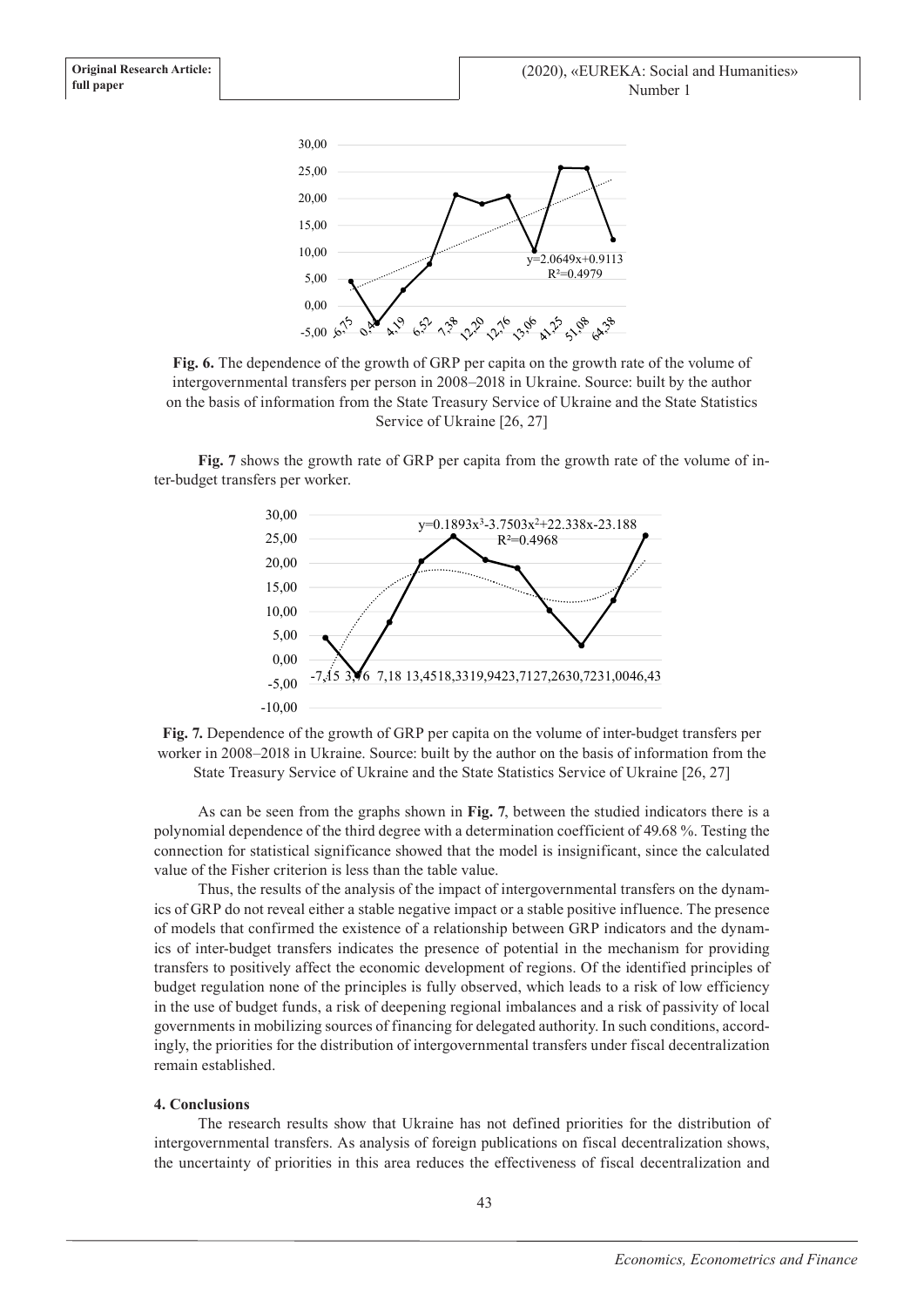**Fig. 6.** The dependence of the growth of GRP per capita on the growth rate of the volume of intergovernmental transfers per person in 2008–2018 in Ukraine. Source: built by the author on the basis of information from the State Treasury Service of Ukraine and the State Statistics Service of Ukraine [26, 27]

**Fig. 7** shows the growth rate of GRP per capita from the growth rate of the volume of inter-budget transfers per worker.

**Fig. 7.** Dependence of the growth of GRP per capita on the volume of inter-budget transfers per worker in 2008–2018 in Ukraine. Source: built by the author on the basis of information from the State Treasury Service of Ukraine and the State Statistics Service of Ukraine [26, 27]

As can be seen from the graphs shown in **Fig. 7**, between the studied indicators there is a polynomial dependence of the third degree with a determination coefficient of 49.68 %. Testing the connection for statistical significance showed that the model is insignificant, since the calculated value of the Fisher criterion is less than the table value.

Thus, the results of the analysis of the impact of intergovernmental transfers on the dynamics of GRP do not reveal either a stable negative impact or a stable positive influence. The presence of models that confirmed the existence of a relationship between GRP indicators and the dynamics of inter-budget transfers indicates the presence of potential in the mechanism for providing transfers to positively affect the economic development of regions. Of the identified principles of budget regulation none of the principles is fully observed, which leads to a risk of low efficiency in the use of budget funds, a risk of deepening regional imbalances and a risk of passivity of local governments in mobilizing sources of financing for delegated authority. In such conditions, accordingly, the priorities for the distribution of intergovernmental transfers under fiscal decentralization remain established.

**4. Conclusions**

The research results show that Ukraine has not defined priorities for the distribution of intergovernmental transfers. As analysis of foreign publications on fiscal decentralization shows, the uncertainty of priorities in this area reduces the effectiveness of fiscal decentralization and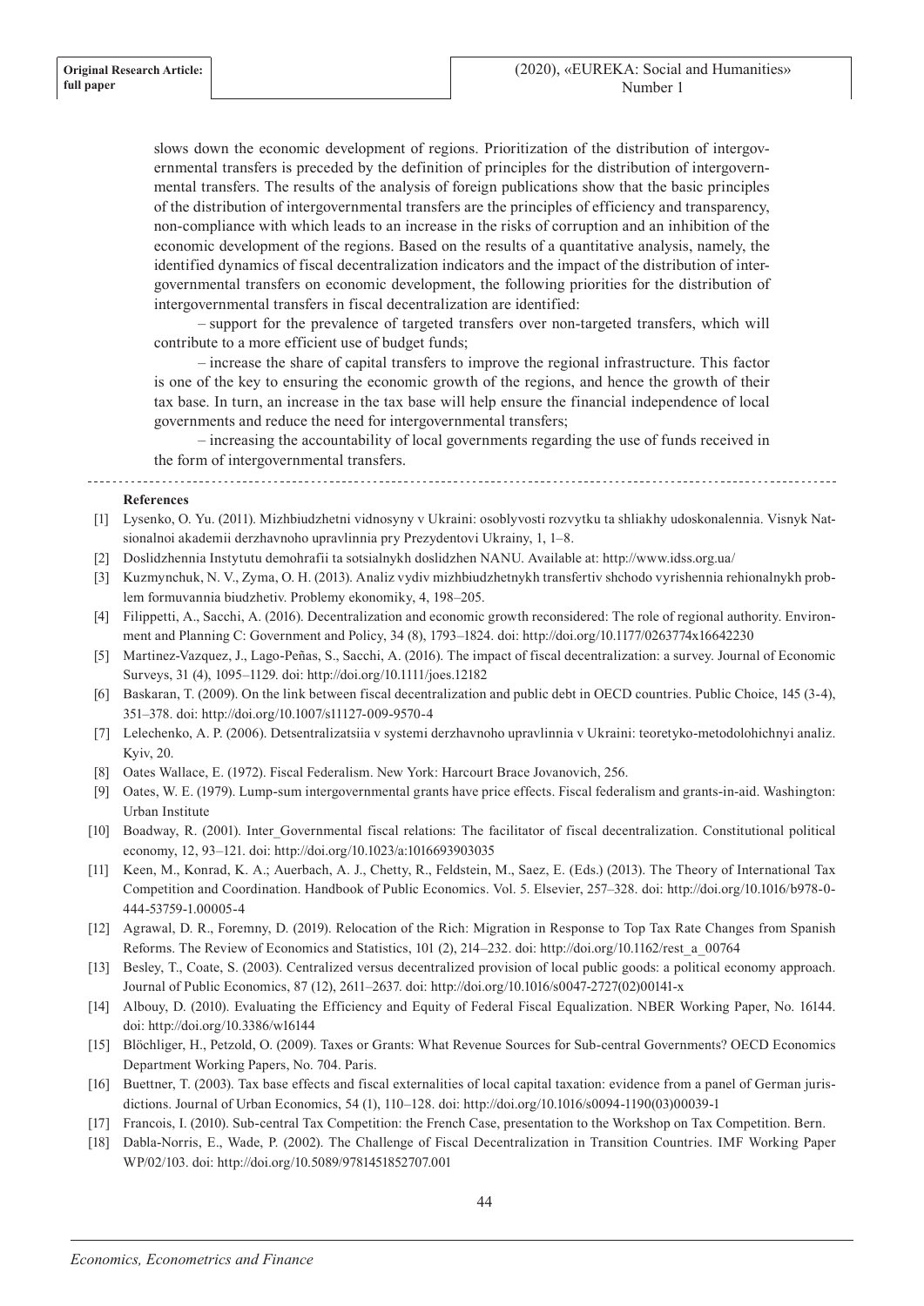slows down the economic development of regions. Prioritization of the distribution of intergovernmental transfers is preceded by the definition of principles for the distribution of intergovernmental transfers. The results of the analysis of foreign publications show that the basic principles of the distribution of intergovernmental transfers are the principles of efficiency and transparency, non-compliance with which leads to an increase in the risks of corruption and an inhibition of the economic development of the regions. Based on the results of a quantitative analysis, namely, the identified dynamics of fiscal decentralization indicators and the impact of the distribution of intergovernmental transfers on economic development, the following priorities for the distribution of intergovernmental transfers in fiscal decentralization are identified:

– support for the prevalence of targeted transfers over non-targeted transfers, which will contribute to a more efficient use of budget funds;

– increase the share of capital transfers to improve the regional infrastructure. This factor is one of the key to ensuring the economic growth of the regions, and hence the growth of their tax base. In turn, an increase in the tax base will help ensure the financial independence of local governments and reduce the need for intergovernmental transfers;

– increasing the accountability of local governments regarding the use of funds received in the form of intergovernmental transfers.

---

**References**

[1] Lysenko, O. Yu. (2011). Mizhbiudzhetni vidnosyny v Ukraini: osoblyvosti rozvytku ta shliakhy udoskonalennia. Visnyk Natsionalnoi akademii derzhavnoho upravlinnia pry Prezydentovi Ukrainy, 1, 1–8.

[2] Doslidzhennia Instytutu demohrafii ta sotsialnykh doslidzhen NANU. Available at: http://www.idss.org.ua/

[3] Kuzmynchuk, N. V., Zyma, O. H. (2013). Analiz vydiv mizhbiudzhetnykh transfertiv shchodo vyrishennia rehionalnykh problem formuvannia biudzhetiv. Problemy ekonomiky, 4, 198–205.

[4] Filippetti, A., Sacchi, A. (2016). Decentralization and economic growth reconsidered: The role of regional authority. Environment and Planning C: Government and Policy, 34 (8), 1793–1824. doi: http://doi.org/10.1177/0263774x16642230

[5] Martinez-Vazquez, J., Lago-Peñas, S., Sacchi, A. (2016). The impact of fiscal decentralization: a survey. Journal of Economic Surveys, 31 (4), 1095–1129. doi: http://doi.org/10.1111/joes.12182

[6] Baskaran, T. (2009). On the link between fiscal decentralization and public debt in OECD countries. Public Choice, 145 (3-4), 351–378. doi: http://doi.org/10.1007/s11127-009-9570-4

[7] Lelechenko, A. P. (2006). Detsentralizatsiia v systemi derzhavnoho upravlinnia v Ukraini: teoretyko-metodolohichnyi analiz. Kyiv, 20.

[8] Oates Wallace, E. (1972). Fiscal Federalism. New York: Harcourt Brace Jovanovich, 256.

[9] Oates, W. E. (1979). Lump-sum intergovernmental grants have price effects. Fiscal federalism and grants-in-aid. Washington: Urban Institute

[10] Boadway, R. (2001). Inter_Governmental fiscal relations: The facilitator of fiscal decentralization. Constitutional political economy, 12, 93–121. doi: http://doi.org/10.1023/a:1016693903035

[11] Keen, M., Konrad, K. A.; Auerbach, A. J., Chetty, R., Feldstein, M., Saez, E. (Eds.) (2013). The Theory of International Tax Competition and Coordination. Handbook of Public Economics. Vol. 5. Elsevier, 257–328. doi: http://doi.org/10.1016/b978-0-444-53759-1.00005-4

[12] Agrawal, D. R., Foremny, D. (2019). Relocation of the Rich: Migration in Response to Top Tax Rate Changes from Spanish Reforms. The Review of Economics and Statistics, 101 (2), 214–232. doi: http://doi.org/10.1162/rest_a_00764

[13] Besley, T., Coate, S. (2003). Centralized versus decentralized provision of local public goods: a political economy approach. Journal of Public Economics, 87 (12), 2611–2637. doi: http://doi.org/10.1016/s0047-2727(02)00141-x

[14] Albouy, D. (2010). Evaluating the Efficiency and Equity of Federal Fiscal Equalization. NBER Working Paper, No. 16144. doi: http://doi.org/10.3386/w16144

[15] Blöchliger, H., Petzold, O. (2009). Taxes or Grants: What Revenue Sources for Sub-central Governments? OECD Economics Department Working Papers, No. 704. Paris.

[16] Buettner, T. (2003). Tax base effects and fiscal externalities of local capital taxation: evidence from a panel of German jurisdictions. Journal of Urban Economics, 54 (1), 110–128. doi: http://doi.org/10.1016/s0094-1190(03)00039-1

[17] Francois, I. (2010). Sub-central Tax Competition: the French Case, presentation to the Workshop on Tax Competition. Bern.

[18] Dabla-Norris, E., Wade, P. (2002). The Challenge of Fiscal Decentralization in Transition Countries. IMF Working Paper WP/02/103. doi: http://doi.org/10.5089/9781451852707.001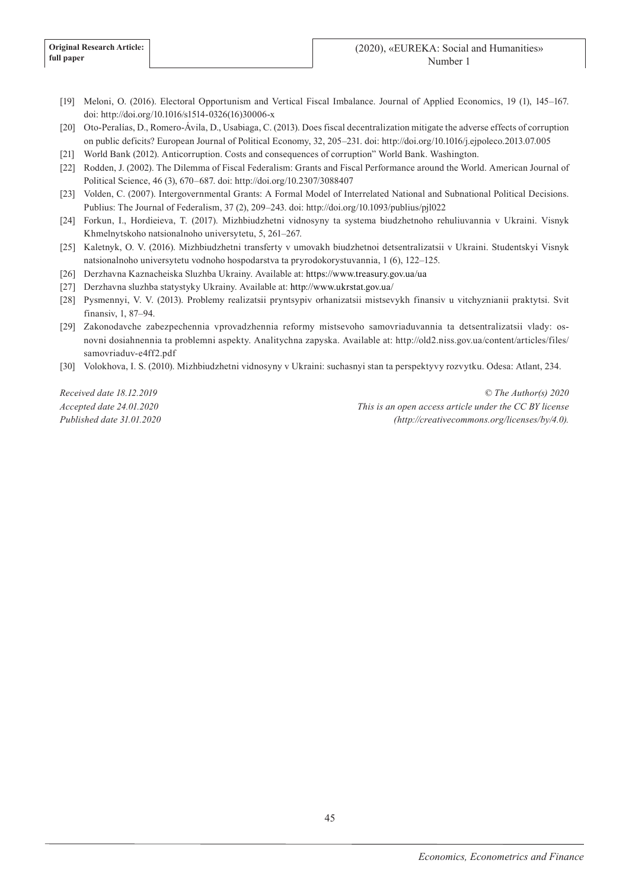[19] Meloni, O. (2016). Electoral Opportunism and Vertical Fiscal Imbalance. Journal of Applied Economics, 19 (1), 145–167. doi: http://doi.org/10.1016/s1514-0326(16)30006-x

[20] Oto-Peralías, D., Romero-Ávila, D., Usabiaga, C. (2013). Does fiscal decentralization mitigate the adverse effects of corruption on public deficits? European Journal of Political Economy, 32, 205–231. doi: http://doi.org/10.1016/j.ejpoleco.2013.07.005

[21] World Bank (2012). Anticorruption. Costs and consequences of corruption" World Bank. Washington.

[22] Rodden, J. (2002). The Dilemma of Fiscal Federalism: Grants and Fiscal Performance around the World. American Journal of Political Science, 46 (3), 670–687. doi: http://doi.org/10.2307/3088407

[23] Volden, C. (2007). Intergovernmental Grants: A Formal Model of Interrelated National and Subnational Political Decisions. Publius: The Journal of Federalism, 37 (2), 209–243. doi: http://doi.org/10.1093/publius/pjl022

[24] Forkun, I., Hordieieva, T. (2017). Mizhbiudzhetni vidnosyny ta systema biudzhetnoho rehuliuvannia v Ukraini. Visnyk Khmelnytskoho natsionalnoho universytetu, 5, 261–267.

[25] Kaletnyk, O. V. (2016). Mizhbiudzhetni transferty v umovakh biudzhetnoi detsentralizatsii v Ukraini. Studentskyi Visnyk natsionalnoho universytetu vodnoho hospodarstva ta pryrodokorystuvannia, 1 (6), 122–125.

[26] Derzhavna Kaznacheiska Sluzhba Ukrainy. Available at: https://www.treasury.gov.ua/ua

[27] Derzhavna sluzhba statystyky Ukrainy. Available at: http://www.ukrstat.gov.ua/

[28] Pysmennyi, V. V. (2013). Problemy realizatsii pryntsypiv orhanizatsii mistsevykh finansiv u vitchyznianii praktytsi. Svit finansiv, 1, 87–94.

[29] Zakonodavche zabezpechennia vprovadzhennia reformy mistsevoho samovriaduvannia ta detsentralizatsii vlady: osnovni dosiahnennia ta problemni aspekty. Analitychna zapyska. Available at: http://old2.niss.gov.ua/content/articles/files/samovriaduv-e4ff2.pdf

[30] Volokhova, I. S. (2010). Mizhbiudzhetni vidnosyny v Ukraini: suchasnyi stan ta perspektyvy rozvytku. Odesa: Atlant, 234.

*Received date 18.12.2019*
*Accepted date 24.01.2020*
*Published date 31.01.2020*

*© The Author(s) 2020*
*This is an open access article under the CC BY license (http://creativecommons.org/licenses/by/4.0).*